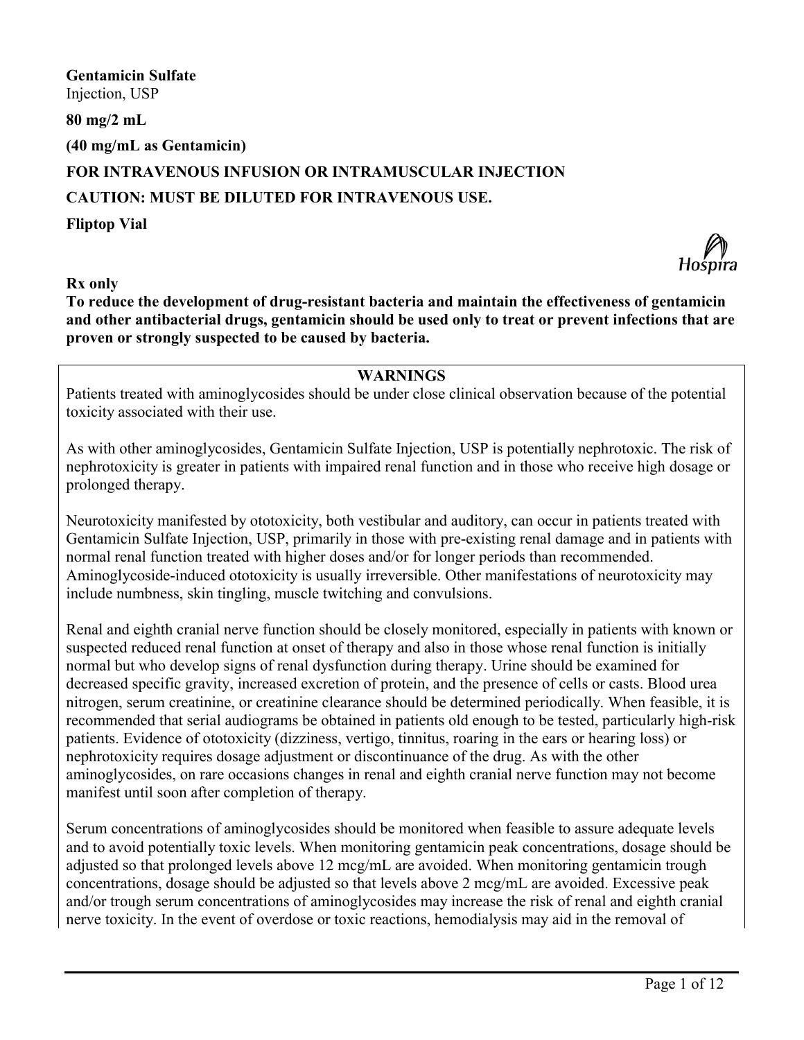**Gentamicin Sulfate**
Injection, USP

**80 mg/2 mL**

**(40 mg/mL as Gentamicin)**

**FOR INTRAVENOUS INFUSION OR INTRAMUSCULAR INJECTION**

**CAUTION: MUST BE DILUTED FOR INTRAVENOUS USE.**

**Fliptop Vial**

**Rx only**

**To reduce the development of drug-resistant bacteria and maintain the effectiveness of gentamicin and other antibacterial drugs, gentamicin should be used only to treat or prevent infections that are proven or strongly suspected to be caused by bacteria.**

## WARNINGS

Patients treated with aminoglycosides should be under close clinical observation because of the potential toxicity associated with their use.

As with other aminoglycosides, Gentamicin Sulfate Injection, USP is potentially nephrotoxic. The risk of nephrotoxicity is greater in patients with impaired renal function and in those who receive high dosage or prolonged therapy.

Neurotoxicity manifested by ototoxicity, both vestibular and auditory, can occur in patients treated with Gentamicin Sulfate Injection, USP, primarily in those with pre-existing renal damage and in patients with normal renal function treated with higher doses and/or for longer periods than recommended. Aminoglycoside-induced ototoxicity is usually irreversible. Other manifestations of neurotoxicity may include numbness, skin tingling, muscle twitching and convulsions.

Renal and eighth cranial nerve function should be closely monitored, especially in patients with known or suspected reduced renal function at onset of therapy and also in those whose renal function is initially normal but who develop signs of renal dysfunction during therapy. Urine should be examined for decreased specific gravity, increased excretion of protein, and the presence of cells or casts. Blood urea nitrogen, serum creatinine, or creatinine clearance should be determined periodically. When feasible, it is recommended that serial audiograms be obtained in patients old enough to be tested, particularly high-risk patients. Evidence of ototoxicity (dizziness, vertigo, tinnitus, roaring in the ears or hearing loss) or nephrotoxicity requires dosage adjustment or discontinuance of the drug. As with the other aminoglycosides, on rare occasions changes in renal and eighth cranial nerve function may not become manifest until soon after completion of therapy.

Serum concentrations of aminoglycosides should be monitored when feasible to assure adequate levels and to avoid potentially toxic levels. When monitoring gentamicin peak concentrations, dosage should be adjusted so that prolonged levels above 12 mcg/mL are avoided. When monitoring gentamicin trough concentrations, dosage should be adjusted so that levels above 2 mcg/mL are avoided. Excessive peak and/or trough serum concentrations of aminoglycosides may increase the risk of renal and eighth cranial nerve toxicity. In the event of overdose or toxic reactions, hemodialysis may aid in the removal of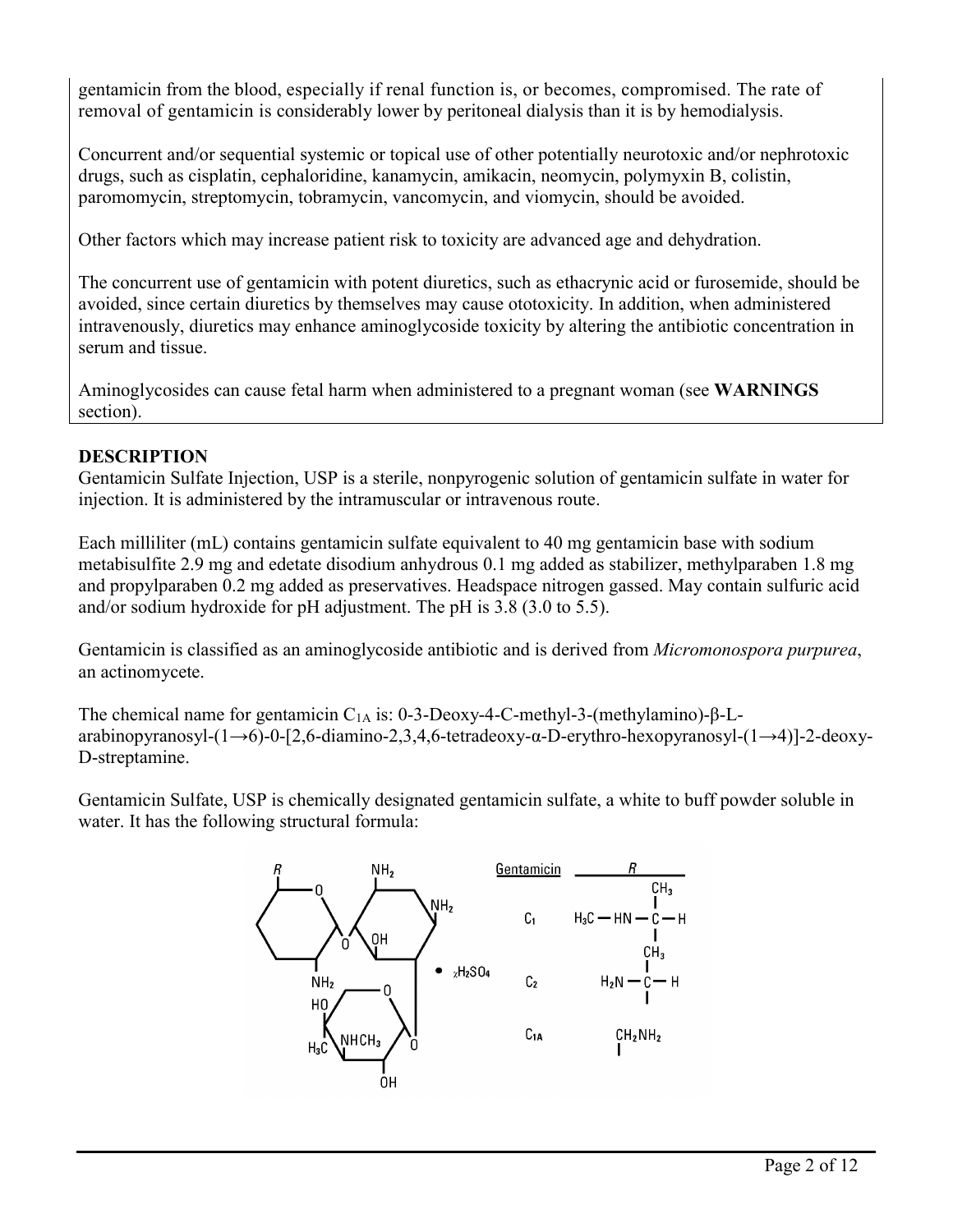gentamicin from the blood, especially if renal function is, or becomes, compromised. The rate of removal of gentamicin is considerably lower by peritoneal dialysis than it is by hemodialysis.

Concurrent and/or sequential systemic or topical use of other potentially neurotoxic and/or nephrotoxic drugs, such as cisplatin, cephaloridine, kanamycin, amikacin, neomycin, polymyxin B, colistin, paromomycin, streptomycin, tobramycin, vancomycin, and viomycin, should be avoided.

Other factors which may increase patient risk to toxicity are advanced age and dehydration.

The concurrent use of gentamicin with potent diuretics, such as ethacrynic acid or furosemide, should be avoided, since certain diuretics by themselves may cause ototoxicity. In addition, when administered intravenously, diuretics may enhance aminoglycoside toxicity by altering the antibiotic concentration in serum and tissue.

Aminoglycosides can cause fetal harm when administered to a pregnant woman (see **WARNINGS** section).

## DESCRIPTION

Gentamicin Sulfate Injection, USP is a sterile, nonpyrogenic solution of gentamicin sulfate in water for injection. It is administered by the intramuscular or intravenous route.

Each milliliter (mL) contains gentamicin sulfate equivalent to 40 mg gentamicin base with sodium metabisulfite 2.9 mg and edetate disodium anhydrous 0.1 mg added as stabilizer, methylparaben 1.8 mg and propylparaben 0.2 mg added as preservatives. Headspace nitrogen gassed. May contain sulfuric acid and/or sodium hydroxide for pH adjustment. The pH is 3.8 (3.0 to 5.5).

Gentamicin is classified as an aminoglycoside antibiotic and is derived from *Micromonospora purpurea*, an actinomycete.

The chemical name for gentamicin $C_{1A}$ is: 0-3-Deoxy-4-C-methyl-3-(methylamino)-β-L-arabinopyranosyl-(1→6)-0-[2,6-diamino-2,3,4,6-tetradeoxy-α-D-erythro-hexopyranosyl-(1→4)]-2-deoxy-D-streptamine.

Gentamicin Sulfate, USP is chemically designated gentamicin sulfate, a white to buff powder soluble in water. It has the following structural formula:

$\bullet\ _{x}H_2SO_4$

| Gentamicin | R |
| --- | --- |
| $C_1$ | $H_3C-HN-C(CH_3)-H$ |
| $C_2$ | $H_2N-C(CH_3)-H$ |
| $C_{1A}$ | $CH_2NH_2$ |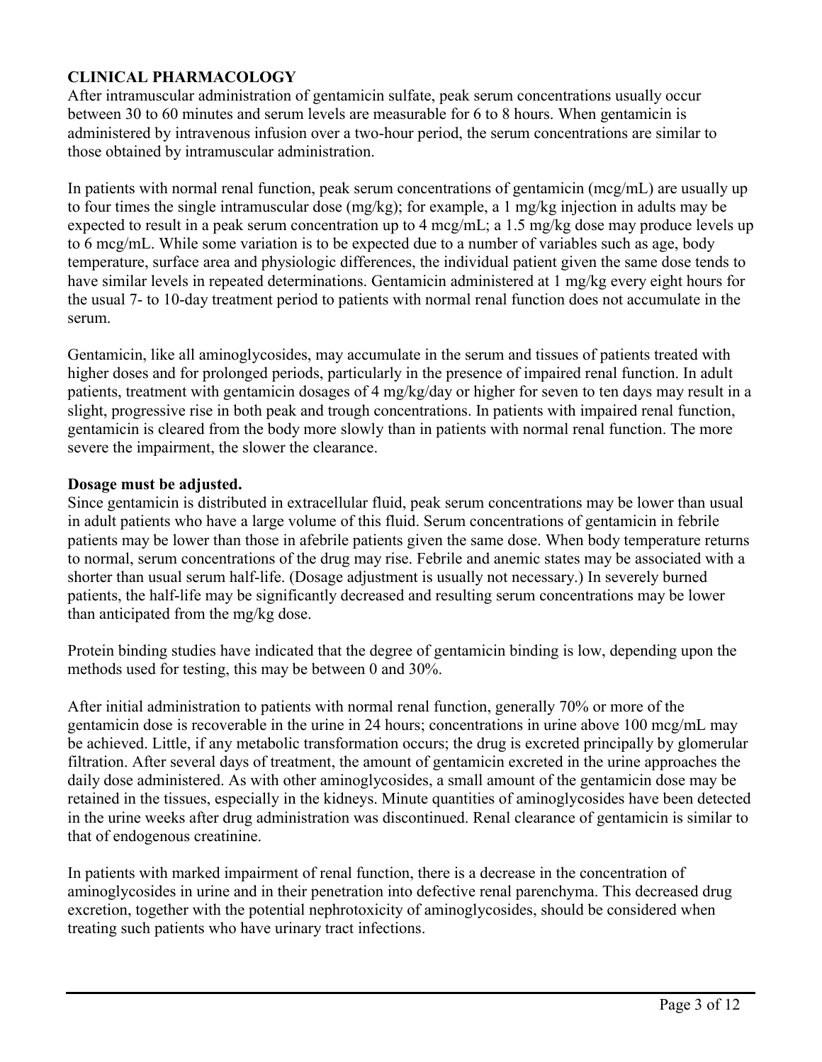## CLINICAL PHARMACOLOGY

After intramuscular administration of gentamicin sulfate, peak serum concentrations usually occur between 30 to 60 minutes and serum levels are measurable for 6 to 8 hours. When gentamicin is administered by intravenous infusion over a two-hour period, the serum concentrations are similar to those obtained by intramuscular administration.

In patients with normal renal function, peak serum concentrations of gentamicin (mcg/mL) are usually up to four times the single intramuscular dose (mg/kg); for example, a 1 mg/kg injection in adults may be expected to result in a peak serum concentration up to 4 mcg/mL; a 1.5 mg/kg dose may produce levels up to 6 mcg/mL. While some variation is to be expected due to a number of variables such as age, body temperature, surface area and physiologic differences, the individual patient given the same dose tends to have similar levels in repeated determinations. Gentamicin administered at 1 mg/kg every eight hours for the usual 7- to 10-day treatment period to patients with normal renal function does not accumulate in the serum.

Gentamicin, like all aminoglycosides, may accumulate in the serum and tissues of patients treated with higher doses and for prolonged periods, particularly in the presence of impaired renal function. In adult patients, treatment with gentamicin dosages of 4 mg/kg/day or higher for seven to ten days may result in a slight, progressive rise in both peak and trough concentrations. In patients with impaired renal function, gentamicin is cleared from the body more slowly than in patients with normal renal function. The more severe the impairment, the slower the clearance.

**Dosage must be adjusted.**

Since gentamicin is distributed in extracellular fluid, peak serum concentrations may be lower than usual in adult patients who have a large volume of this fluid. Serum concentrations of gentamicin in febrile patients may be lower than those in afebrile patients given the same dose. When body temperature returns to normal, serum concentrations of the drug may rise. Febrile and anemic states may be associated with a shorter than usual serum half-life. (Dosage adjustment is usually not necessary.) In severely burned patients, the half-life may be significantly decreased and resulting serum concentrations may be lower than anticipated from the mg/kg dose.

Protein binding studies have indicated that the degree of gentamicin binding is low, depending upon the methods used for testing, this may be between 0 and 30%.

After initial administration to patients with normal renal function, generally 70% or more of the gentamicin dose is recoverable in the urine in 24 hours; concentrations in urine above 100 mcg/mL may be achieved. Little, if any metabolic transformation occurs; the drug is excreted principally by glomerular filtration. After several days of treatment, the amount of gentamicin excreted in the urine approaches the daily dose administered. As with other aminoglycosides, a small amount of the gentamicin dose may be retained in the tissues, especially in the kidneys. Minute quantities of aminoglycosides have been detected in the urine weeks after drug administration was discontinued. Renal clearance of gentamicin is similar to that of endogenous creatinine.

In patients with marked impairment of renal function, there is a decrease in the concentration of aminoglycosides in urine and in their penetration into defective renal parenchyma. This decreased drug excretion, together with the potential nephrotoxicity of aminoglycosides, should be considered when treating such patients who have urinary tract infections.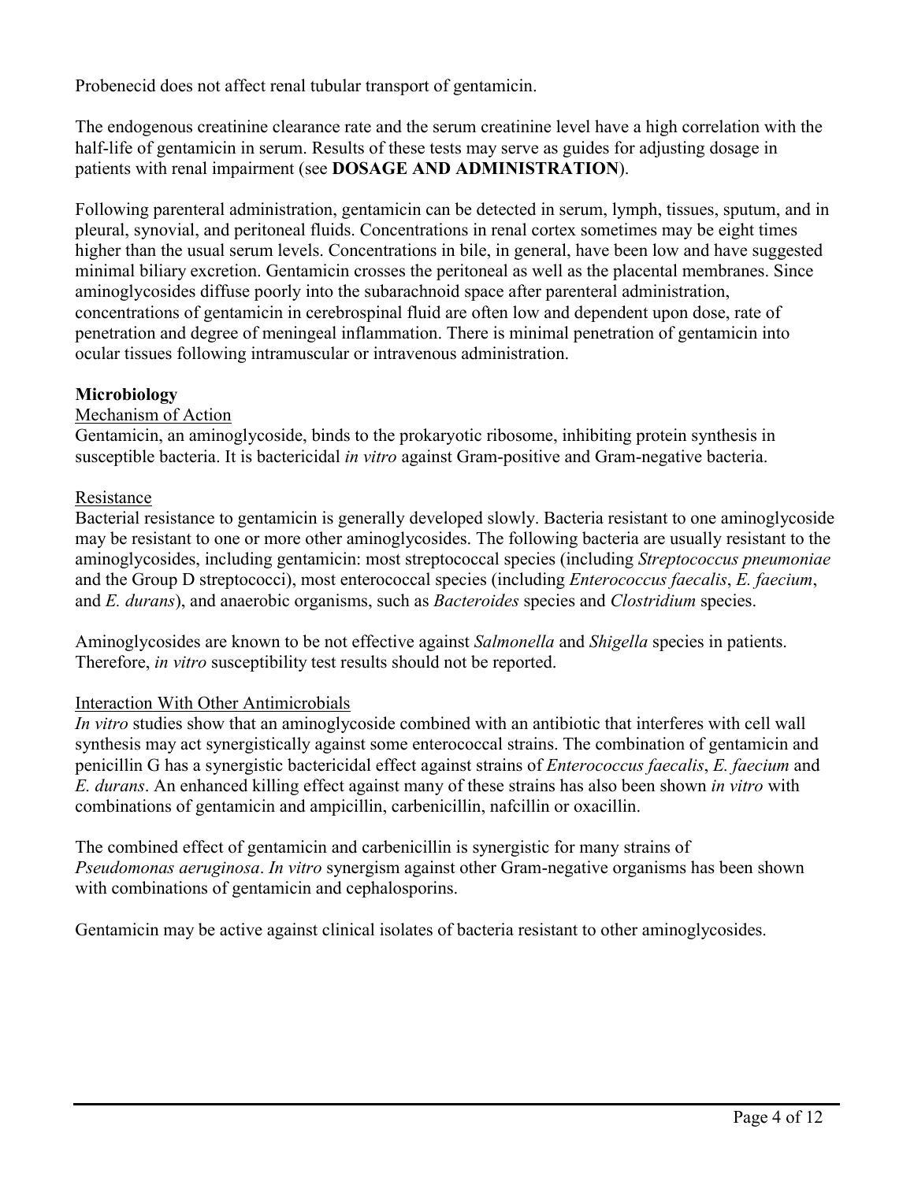Probenecid does not affect renal tubular transport of gentamicin.

The endogenous creatinine clearance rate and the serum creatinine level have a high correlation with the half-life of gentamicin in serum. Results of these tests may serve as guides for adjusting dosage in patients with renal impairment (see **DOSAGE AND ADMINISTRATION**).

Following parenteral administration, gentamicin can be detected in serum, lymph, tissues, sputum, and in pleural, synovial, and peritoneal fluids. Concentrations in renal cortex sometimes may be eight times higher than the usual serum levels. Concentrations in bile, in general, have been low and have suggested minimal biliary excretion. Gentamicin crosses the peritoneal as well as the placental membranes. Since aminoglycosides diffuse poorly into the subarachnoid space after parenteral administration, concentrations of gentamicin in cerebrospinal fluid are often low and dependent upon dose, rate of penetration and degree of meningeal inflammation. There is minimal penetration of gentamicin into ocular tissues following intramuscular or intravenous administration.

## Microbiology

### Mechanism of Action

Gentamicin, an aminoglycoside, binds to the prokaryotic ribosome, inhibiting protein synthesis in susceptible bacteria. It is bactericidal *in vitro* against Gram-positive and Gram-negative bacteria.

### Resistance

Bacterial resistance to gentamicin is generally developed slowly. Bacteria resistant to one aminoglycoside may be resistant to one or more other aminoglycosides. The following bacteria are usually resistant to the aminoglycosides, including gentamicin: most streptococcal species (including *Streptococcus pneumoniae* and the Group D streptococci), most enterococcal species (including *Enterococcus faecalis*, *E. faecium*, and *E. durans*), and anaerobic organisms, such as *Bacteroides* species and *Clostridium* species.

Aminoglycosides are known to be not effective against *Salmonella* and *Shigella* species in patients. Therefore, *in vitro* susceptibility test results should not be reported.

### Interaction With Other Antimicrobials

*In vitro* studies show that an aminoglycoside combined with an antibiotic that interferes with cell wall synthesis may act synergistically against some enterococcal strains. The combination of gentamicin and penicillin G has a synergistic bactericidal effect against strains of *Enterococcus faecalis*, *E. faecium* and *E. durans*. An enhanced killing effect against many of these strains has also been shown *in vitro* with combinations of gentamicin and ampicillin, carbenicillin, nafcillin or oxacillin.

The combined effect of gentamicin and carbenicillin is synergistic for many strains of *Pseudomonas aeruginosa*. *In vitro* synergism against other Gram-negative organisms has been shown with combinations of gentamicin and cephalosporins.

Gentamicin may be active against clinical isolates of bacteria resistant to other aminoglycosides.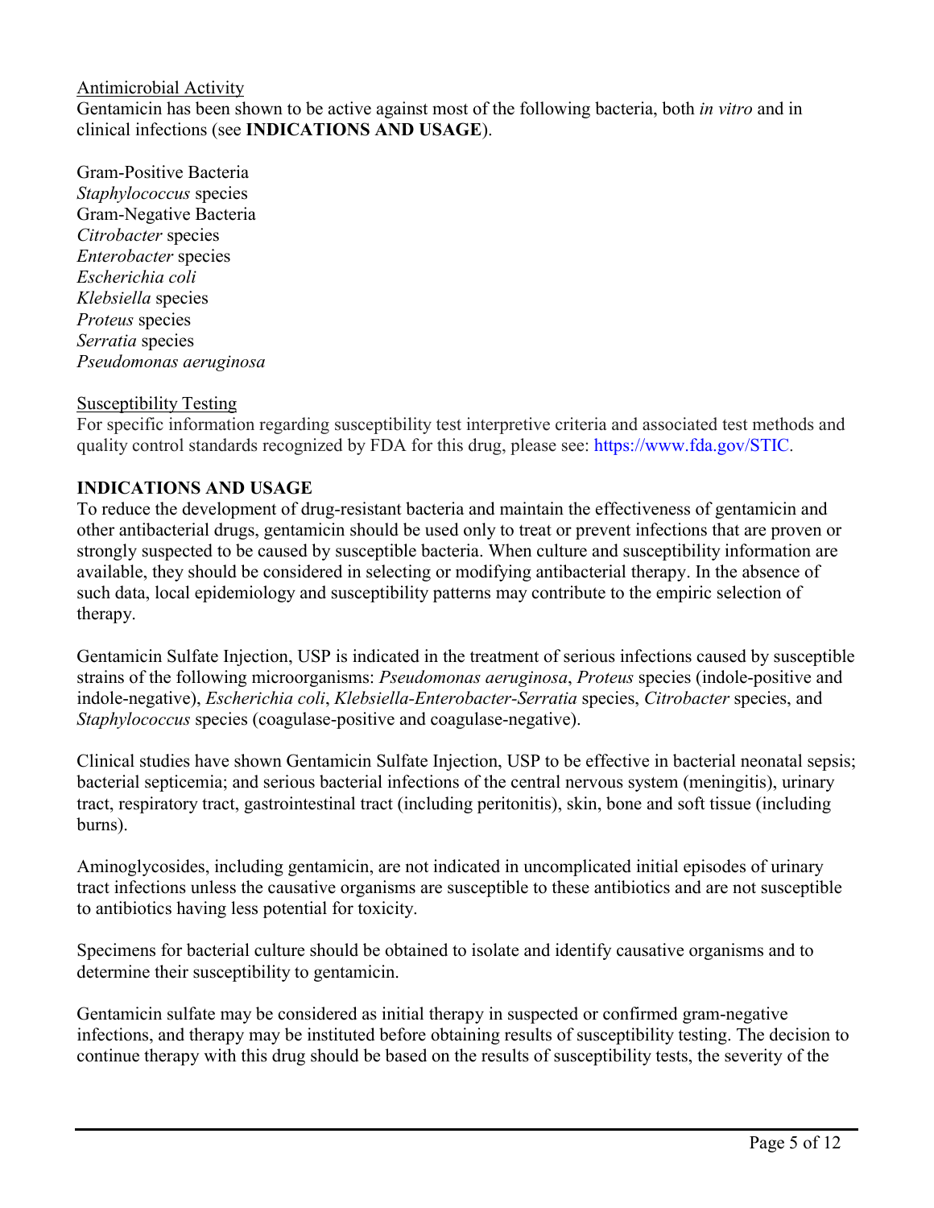<u>Antimicrobial Activity</u>

Gentamicin has been shown to be active against most of the following bacteria, both *in vitro* and in clinical infections (see **INDICATIONS AND USAGE**).

Gram-Positive Bacteria
*Staphylococcus* species
Gram-Negative Bacteria
*Citrobacter* species
*Enterobacter* species
*Escherichia coli*
*Klebsiella* species
*Proteus* species
*Serratia* species
*Pseudomonas aeruginosa*

<u>Susceptibility Testing</u>

For specific information regarding susceptibility test interpretive criteria and associated test methods and quality control standards recognized by FDA for this drug, please see: https://www.fda.gov/STIC.

## INDICATIONS AND USAGE

To reduce the development of drug-resistant bacteria and maintain the effectiveness of gentamicin and other antibacterial drugs, gentamicin should be used only to treat or prevent infections that are proven or strongly suspected to be caused by susceptible bacteria. When culture and susceptibility information are available, they should be considered in selecting or modifying antibacterial therapy. In the absence of such data, local epidemiology and susceptibility patterns may contribute to the empiric selection of therapy.

Gentamicin Sulfate Injection, USP is indicated in the treatment of serious infections caused by susceptible strains of the following microorganisms: *Pseudomonas aeruginosa*, *Proteus* species (indole-positive and indole-negative), *Escherichia coli*, *Klebsiella-Enterobacter-Serratia* species, *Citrobacter* species, and *Staphylococcus* species (coagulase-positive and coagulase-negative).

Clinical studies have shown Gentamicin Sulfate Injection, USP to be effective in bacterial neonatal sepsis; bacterial septicemia; and serious bacterial infections of the central nervous system (meningitis), urinary tract, respiratory tract, gastrointestinal tract (including peritonitis), skin, bone and soft tissue (including burns).

Aminoglycosides, including gentamicin, are not indicated in uncomplicated initial episodes of urinary tract infections unless the causative organisms are susceptible to these antibiotics and are not susceptible to antibiotics having less potential for toxicity.

Specimens for bacterial culture should be obtained to isolate and identify causative organisms and to determine their susceptibility to gentamicin.

Gentamicin sulfate may be considered as initial therapy in suspected or confirmed gram-negative infections, and therapy may be instituted before obtaining results of susceptibility testing. The decision to continue therapy with this drug should be based on the results of susceptibility tests, the severity of the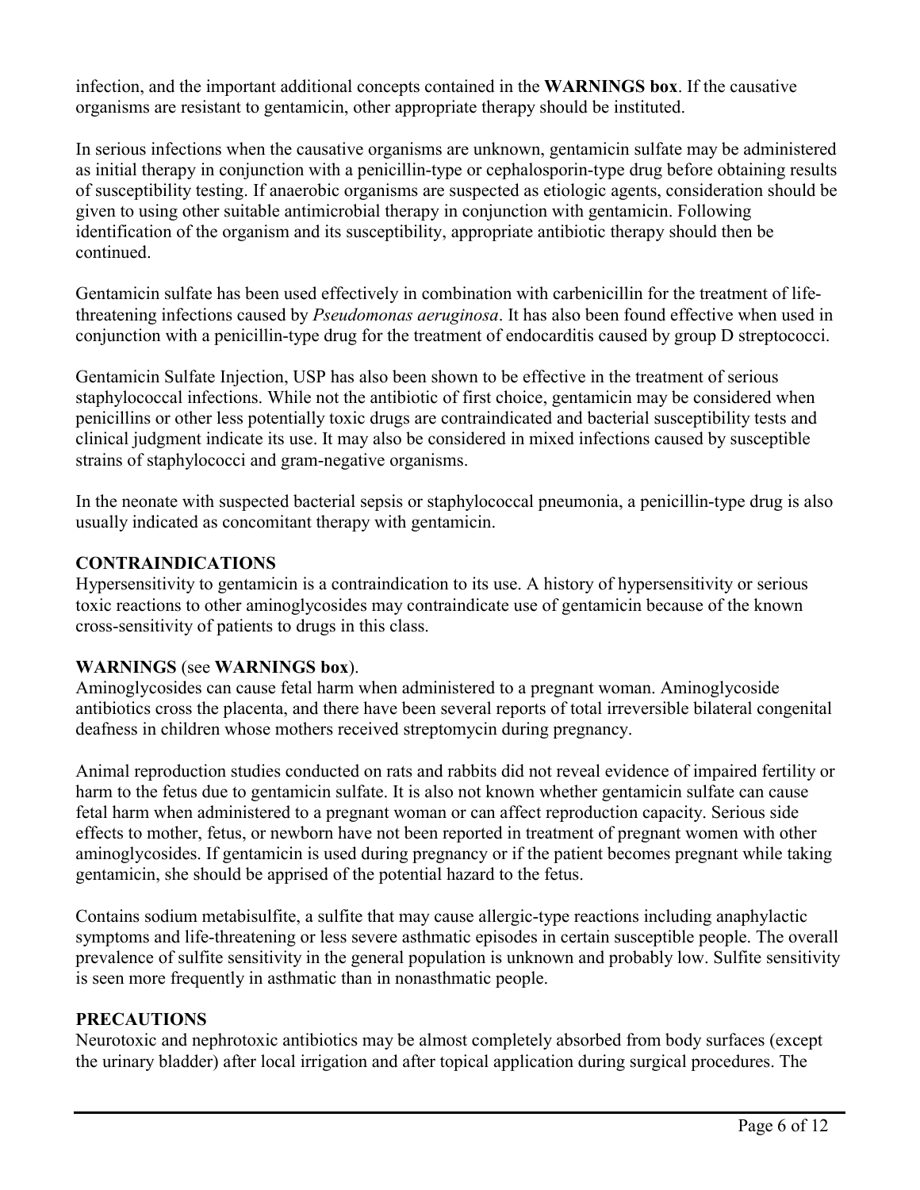infection, and the important additional concepts contained in the **WARNINGS box**. If the causative organisms are resistant to gentamicin, other appropriate therapy should be instituted.

In serious infections when the causative organisms are unknown, gentamicin sulfate may be administered as initial therapy in conjunction with a penicillin-type or cephalosporin-type drug before obtaining results of susceptibility testing. If anaerobic organisms are suspected as etiologic agents, consideration should be given to using other suitable antimicrobial therapy in conjunction with gentamicin. Following identification of the organism and its susceptibility, appropriate antibiotic therapy should then be continued.

Gentamicin sulfate has been used effectively in combination with carbenicillin for the treatment of life-threatening infections caused by *Pseudomonas aeruginosa*. It has also been found effective when used in conjunction with a penicillin-type drug for the treatment of endocarditis caused by group D streptococci.

Gentamicin Sulfate Injection, USP has also been shown to be effective in the treatment of serious staphylococcal infections. While not the antibiotic of first choice, gentamicin may be considered when penicillins or other less potentially toxic drugs are contraindicated and bacterial susceptibility tests and clinical judgment indicate its use. It may also be considered in mixed infections caused by susceptible strains of staphylococci and gram-negative organisms.

In the neonate with suspected bacterial sepsis or staphylococcal pneumonia, a penicillin-type drug is also usually indicated as concomitant therapy with gentamicin.

## CONTRAINDICATIONS

Hypersensitivity to gentamicin is a contraindication to its use. A history of hypersensitivity or serious toxic reactions to other aminoglycosides may contraindicate use of gentamicin because of the known cross-sensitivity of patients to drugs in this class.

## WARNINGS (see WARNINGS box).

Aminoglycosides can cause fetal harm when administered to a pregnant woman. Aminoglycoside antibiotics cross the placenta, and there have been several reports of total irreversible bilateral congenital deafness in children whose mothers received streptomycin during pregnancy.

Animal reproduction studies conducted on rats and rabbits did not reveal evidence of impaired fertility or harm to the fetus due to gentamicin sulfate. It is also not known whether gentamicin sulfate can cause fetal harm when administered to a pregnant woman or can affect reproduction capacity. Serious side effects to mother, fetus, or newborn have not been reported in treatment of pregnant women with other aminoglycosides. If gentamicin is used during pregnancy or if the patient becomes pregnant while taking gentamicin, she should be apprised of the potential hazard to the fetus.

Contains sodium metabisulfite, a sulfite that may cause allergic-type reactions including anaphylactic symptoms and life-threatening or less severe asthmatic episodes in certain susceptible people. The overall prevalence of sulfite sensitivity in the general population is unknown and probably low. Sulfite sensitivity is seen more frequently in asthmatic than in nonasthmatic people.

## PRECAUTIONS

Neurotoxic and nephrotoxic antibiotics may be almost completely absorbed from body surfaces (except the urinary bladder) after local irrigation and after topical application during surgical procedures. The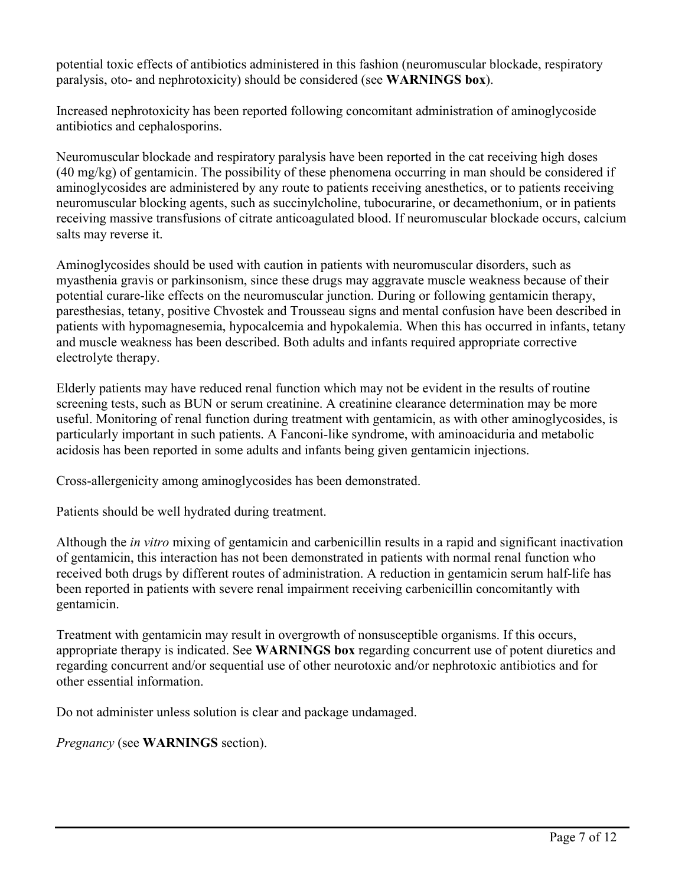potential toxic effects of antibiotics administered in this fashion (neuromuscular blockade, respiratory paralysis, oto- and nephrotoxicity) should be considered (see **WARNINGS box**).

Increased nephrotoxicity has been reported following concomitant administration of aminoglycoside antibiotics and cephalosporins.

Neuromuscular blockade and respiratory paralysis have been reported in the cat receiving high doses (40 mg/kg) of gentamicin. The possibility of these phenomena occurring in man should be considered if aminoglycosides are administered by any route to patients receiving anesthetics, or to patients receiving neuromuscular blocking agents, such as succinylcholine, tubocurarine, or decamethonium, or in patients receiving massive transfusions of citrate anticoagulated blood. If neuromuscular blockade occurs, calcium salts may reverse it.

Aminoglycosides should be used with caution in patients with neuromuscular disorders, such as myasthenia gravis or parkinsonism, since these drugs may aggravate muscle weakness because of their potential curare-like effects on the neuromuscular junction. During or following gentamicin therapy, paresthesias, tetany, positive Chvostek and Trousseau signs and mental confusion have been described in patients with hypomagnesemia, hypocalcemia and hypokalemia. When this has occurred in infants, tetany and muscle weakness has been described. Both adults and infants required appropriate corrective electrolyte therapy.

Elderly patients may have reduced renal function which may not be evident in the results of routine screening tests, such as BUN or serum creatinine. A creatinine clearance determination may be more useful. Monitoring of renal function during treatment with gentamicin, as with other aminoglycosides, is particularly important in such patients. A Fanconi-like syndrome, with aminoaciduria and metabolic acidosis has been reported in some adults and infants being given gentamicin injections.

Cross-allergenicity among aminoglycosides has been demonstrated.

Patients should be well hydrated during treatment.

Although the *in vitro* mixing of gentamicin and carbenicillin results in a rapid and significant inactivation of gentamicin, this interaction has not been demonstrated in patients with normal renal function who received both drugs by different routes of administration. A reduction in gentamicin serum half-life has been reported in patients with severe renal impairment receiving carbenicillin concomitantly with gentamicin.

Treatment with gentamicin may result in overgrowth of nonsusceptible organisms. If this occurs, appropriate therapy is indicated. See **WARNINGS box** regarding concurrent use of potent diuretics and regarding concurrent and/or sequential use of other neurotoxic and/or nephrotoxic antibiotics and for other essential information.

Do not administer unless solution is clear and package undamaged.

*Pregnancy* (see **WARNINGS** section).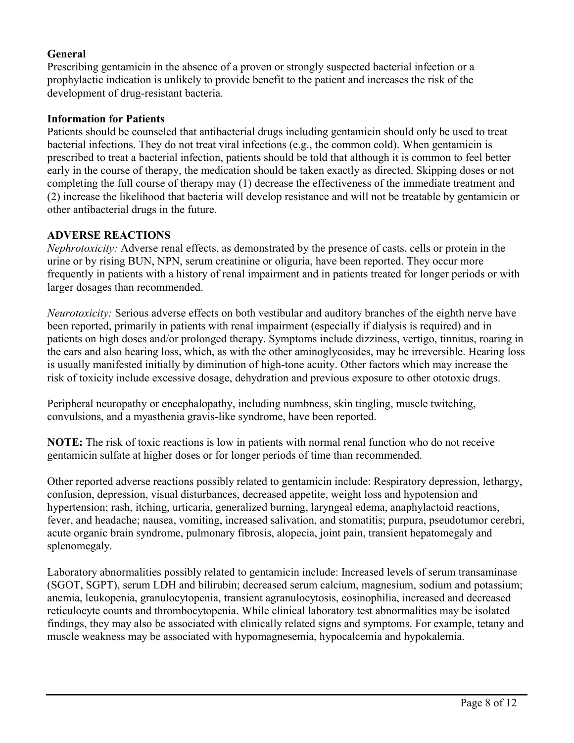**General**

Prescribing gentamicin in the absence of a proven or strongly suspected bacterial infection or a prophylactic indication is unlikely to provide benefit to the patient and increases the risk of the development of drug-resistant bacteria.

**Information for Patients**

Patients should be counseled that antibacterial drugs including gentamicin should only be used to treat bacterial infections. They do not treat viral infections (e.g., the common cold). When gentamicin is prescribed to treat a bacterial infection, patients should be told that although it is common to feel better early in the course of therapy, the medication should be taken exactly as directed. Skipping doses or not completing the full course of therapy may (1) decrease the effectiveness of the immediate treatment and (2) increase the likelihood that bacteria will develop resistance and will not be treatable by gentamicin or other antibacterial drugs in the future.

**ADVERSE REACTIONS**

*Nephrotoxicity:* Adverse renal effects, as demonstrated by the presence of casts, cells or protein in the urine or by rising BUN, NPN, serum creatinine or oliguria, have been reported. They occur more frequently in patients with a history of renal impairment and in patients treated for longer periods or with larger dosages than recommended.

*Neurotoxicity:* Serious adverse effects on both vestibular and auditory branches of the eighth nerve have been reported, primarily in patients with renal impairment (especially if dialysis is required) and in patients on high doses and/or prolonged therapy. Symptoms include dizziness, vertigo, tinnitus, roaring in the ears and also hearing loss, which, as with the other aminoglycosides, may be irreversible. Hearing loss is usually manifested initially by diminution of high-tone acuity. Other factors which may increase the risk of toxicity include excessive dosage, dehydration and previous exposure to other ototoxic drugs.

Peripheral neuropathy or encephalopathy, including numbness, skin tingling, muscle twitching, convulsions, and a myasthenia gravis-like syndrome, have been reported.

**NOTE:** The risk of toxic reactions is low in patients with normal renal function who do not receive gentamicin sulfate at higher doses or for longer periods of time than recommended.

Other reported adverse reactions possibly related to gentamicin include: Respiratory depression, lethargy, confusion, depression, visual disturbances, decreased appetite, weight loss and hypotension and hypertension; rash, itching, urticaria, generalized burning, laryngeal edema, anaphylactoid reactions, fever, and headache; nausea, vomiting, increased salivation, and stomatitis; purpura, pseudotumor cerebri, acute organic brain syndrome, pulmonary fibrosis, alopecia, joint pain, transient hepatomegaly and splenomegaly.

Laboratory abnormalities possibly related to gentamicin include: Increased levels of serum transaminase (SGOT, SGPT), serum LDH and bilirubin; decreased serum calcium, magnesium, sodium and potassium; anemia, leukopenia, granulocytopenia, transient agranulocytosis, eosinophilia, increased and decreased reticulocyte counts and thrombocytopenia. While clinical laboratory test abnormalities may be isolated findings, they may also be associated with clinically related signs and symptoms. For example, tetany and muscle weakness may be associated with hypomagnesemia, hypocalcemia and hypokalemia.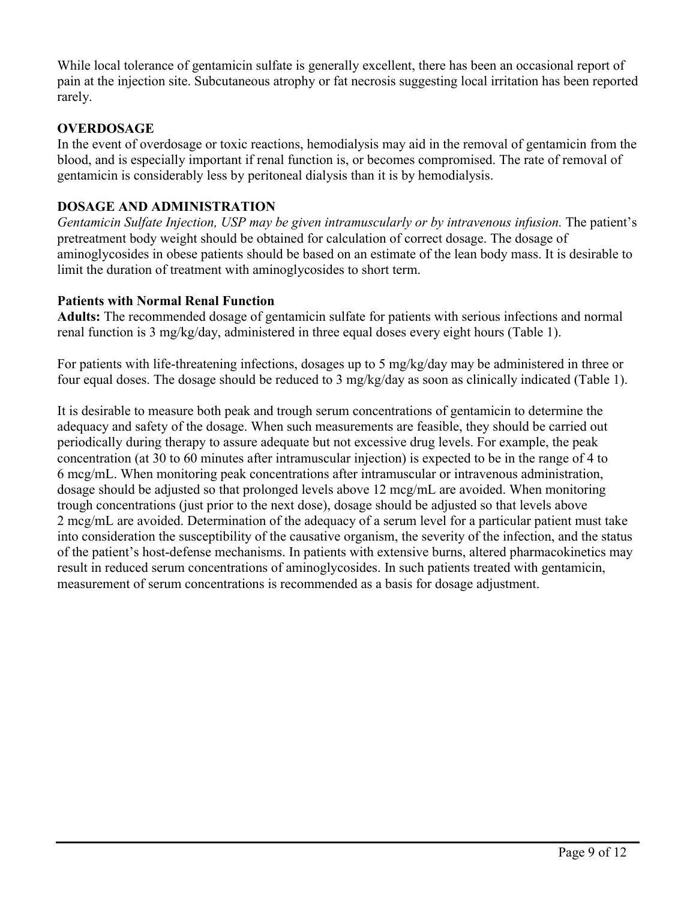While local tolerance of gentamicin sulfate is generally excellent, there has been an occasional report of pain at the injection site. Subcutaneous atrophy or fat necrosis suggesting local irritation has been reported rarely.

## OVERDOSAGE

In the event of overdosage or toxic reactions, hemodialysis may aid in the removal of gentamicin from the blood, and is especially important if renal function is, or becomes compromised. The rate of removal of gentamicin is considerably less by peritoneal dialysis than it is by hemodialysis.

## DOSAGE AND ADMINISTRATION

*Gentamicin Sulfate Injection, USP may be given intramuscularly or by intravenous infusion.* The patient's pretreatment body weight should be obtained for calculation of correct dosage. The dosage of aminoglycosides in obese patients should be based on an estimate of the lean body mass. It is desirable to limit the duration of treatment with aminoglycosides to short term.

### Patients with Normal Renal Function

**Adults:** The recommended dosage of gentamicin sulfate for patients with serious infections and normal renal function is 3 mg/kg/day, administered in three equal doses every eight hours (Table 1).

For patients with life-threatening infections, dosages up to 5 mg/kg/day may be administered in three or four equal doses. The dosage should be reduced to 3 mg/kg/day as soon as clinically indicated (Table 1).

It is desirable to measure both peak and trough serum concentrations of gentamicin to determine the adequacy and safety of the dosage. When such measurements are feasible, they should be carried out periodically during therapy to assure adequate but not excessive drug levels. For example, the peak concentration (at 30 to 60 minutes after intramuscular injection) is expected to be in the range of 4 to 6 mcg/mL. When monitoring peak concentrations after intramuscular or intravenous administration, dosage should be adjusted so that prolonged levels above 12 mcg/mL are avoided. When monitoring trough concentrations (just prior to the next dose), dosage should be adjusted so that levels above 2 mcg/mL are avoided. Determination of the adequacy of a serum level for a particular patient must take into consideration the susceptibility of the causative organism, the severity of the infection, and the status of the patient's host-defense mechanisms. In patients with extensive burns, altered pharmacokinetics may result in reduced serum concentrations of aminoglycosides. In such patients treated with gentamicin, measurement of serum concentrations is recommended as a basis for dosage adjustment.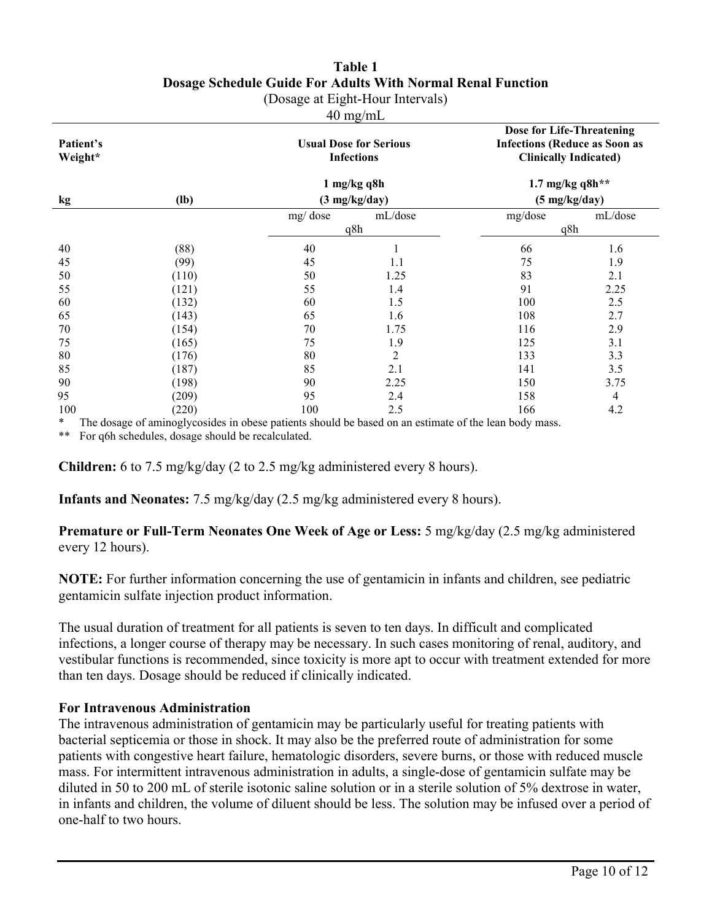**Table 1**
**Dosage Schedule Guide For Adults With Normal Renal Function**
(Dosage at Eight-Hour Intervals)
40 mg/mL

| Patient's Weight* | | Usual Dose for Serious Infections | | Dose for Life-Threatening Infections (Reduce as Soon as Clinically Indicated) | |
|---|---|---|---|---|---|
| | | 1 mg/kg q8h (3 mg/kg/day) | | 1.7 mg/kg q8h** (5 mg/kg/day) | |
| kg | (lb) | mg/ dose q8h | mL/dose q8h | mg/dose q8h | mL/dose q8h |
| 40 | (88) | 40 | 1 | 66 | 1.6 |
| 45 | (99) | 45 | 1.1 | 75 | 1.9 |
| 50 | (110) | 50 | 1.25 | 83 | 2.1 |
| 55 | (121) | 55 | 1.4 | 91 | 2.25 |
| 60 | (132) | 60 | 1.5 | 100 | 2.5 |
| 65 | (143) | 65 | 1.6 | 108 | 2.7 |
| 70 | (154) | 70 | 1.75 | 116 | 2.9 |
| 75 | (165) | 75 | 1.9 | 125 | 3.1 |
| 80 | (176) | 80 | 2 | 133 | 3.3 |
| 85 | (187) | 85 | 2.1 | 141 | 3.5 |
| 90 | (198) | 90 | 2.25 | 150 | 3.75 |
| 95 | (209) | 95 | 2.4 | 158 | 4 |
| 100 | (220) | 100 | 2.5 | 166 | 4.2 |

\* The dosage of aminoglycosides in obese patients should be based on an estimate of the lean body mass.

\** For q6h schedules, dosage should be recalculated.

**Children:** 6 to 7.5 mg/kg/day (2 to 2.5 mg/kg administered every 8 hours).

**Infants and Neonates:** 7.5 mg/kg/day (2.5 mg/kg administered every 8 hours).

**Premature or Full-Term Neonates One Week of Age or Less:** 5 mg/kg/day (2.5 mg/kg administered every 12 hours).

**NOTE:** For further information concerning the use of gentamicin in infants and children, see pediatric gentamicin sulfate injection product information.

The usual duration of treatment for all patients is seven to ten days. In difficult and complicated infections, a longer course of therapy may be necessary. In such cases monitoring of renal, auditory, and vestibular functions is recommended, since toxicity is more apt to occur with treatment extended for more than ten days. Dosage should be reduced if clinically indicated.

**For Intravenous Administration**

The intravenous administration of gentamicin may be particularly useful for treating patients with bacterial septicemia or those in shock. It may also be the preferred route of administration for some patients with congestive heart failure, hematologic disorders, severe burns, or those with reduced muscle mass. For intermittent intravenous administration in adults, a single-dose of gentamicin sulfate may be diluted in 50 to 200 mL of sterile isotonic saline solution or in a sterile solution of 5% dextrose in water, in infants and children, the volume of diluent should be less. The solution may be infused over a period of one-half to two hours.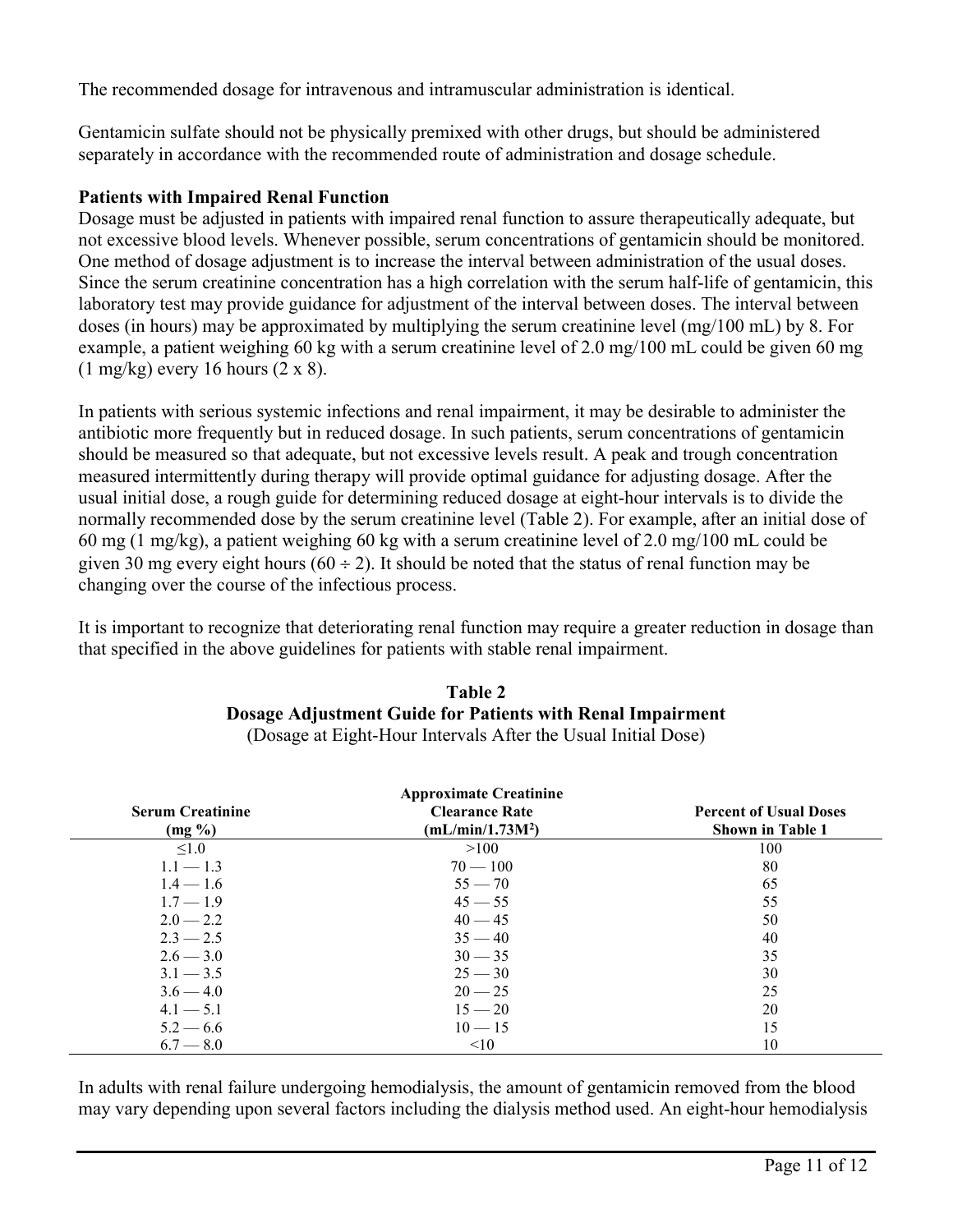The recommended dosage for intravenous and intramuscular administration is identical.

Gentamicin sulfate should not be physically premixed with other drugs, but should be administered separately in accordance with the recommended route of administration and dosage schedule.

**Patients with Impaired Renal Function**

Dosage must be adjusted in patients with impaired renal function to assure therapeutically adequate, but not excessive blood levels. Whenever possible, serum concentrations of gentamicin should be monitored. One method of dosage adjustment is to increase the interval between administration of the usual doses. Since the serum creatinine concentration has a high correlation with the serum half-life of gentamicin, this laboratory test may provide guidance for adjustment of the interval between doses. The interval between doses (in hours) may be approximated by multiplying the serum creatinine level (mg/100 mL) by 8. For example, a patient weighing 60 kg with a serum creatinine level of 2.0 mg/100 mL could be given 60 mg (1 mg/kg) every 16 hours (2 x 8).

In patients with serious systemic infections and renal impairment, it may be desirable to administer the antibiotic more frequently but in reduced dosage. In such patients, serum concentrations of gentamicin should be measured so that adequate, but not excessive levels result. A peak and trough concentration measured intermittently during therapy will provide optimal guidance for adjusting dosage. After the usual initial dose, a rough guide for determining reduced dosage at eight-hour intervals is to divide the normally recommended dose by the serum creatinine level (Table 2). For example, after an initial dose of 60 mg (1 mg/kg), a patient weighing 60 kg with a serum creatinine level of 2.0 mg/100 mL could be given 30 mg every eight hours (60 ÷ 2). It should be noted that the status of renal function may be changing over the course of the infectious process.

It is important to recognize that deteriorating renal function may require a greater reduction in dosage than that specified in the above guidelines for patients with stable renal impairment.

**Table 2**
**Dosage Adjustment Guide for Patients with Renal Impairment**
(Dosage at Eight-Hour Intervals After the Usual Initial Dose)

| Serum Creatinine (mg %) | Approximate Creatinine Clearance Rate (mL/min/1.73M²) | Percent of Usual Doses Shown in Table 1 |
|---|---|---|
| ≤1.0 | >100 | 100 |
| 1.1 — 1.3 | 70 — 100 | 80 |
| 1.4 — 1.6 | 55 — 70 | 65 |
| 1.7 — 1.9 | 45 — 55 | 55 |
| 2.0 — 2.2 | 40 — 45 | 50 |
| 2.3 — 2.5 | 35 — 40 | 40 |
| 2.6 — 3.0 | 30 — 35 | 35 |
| 3.1 — 3.5 | 25 — 30 | 30 |
| 3.6 — 4.0 | 20 — 25 | 25 |
| 4.1 — 5.1 | 15 — 20 | 20 |
| 5.2 — 6.6 | 10 — 15 | 15 |
| 6.7 — 8.0 | <10 | 10 |

In adults with renal failure undergoing hemodialysis, the amount of gentamicin removed from the blood may vary depending upon several factors including the dialysis method used. An eight-hour hemodialysis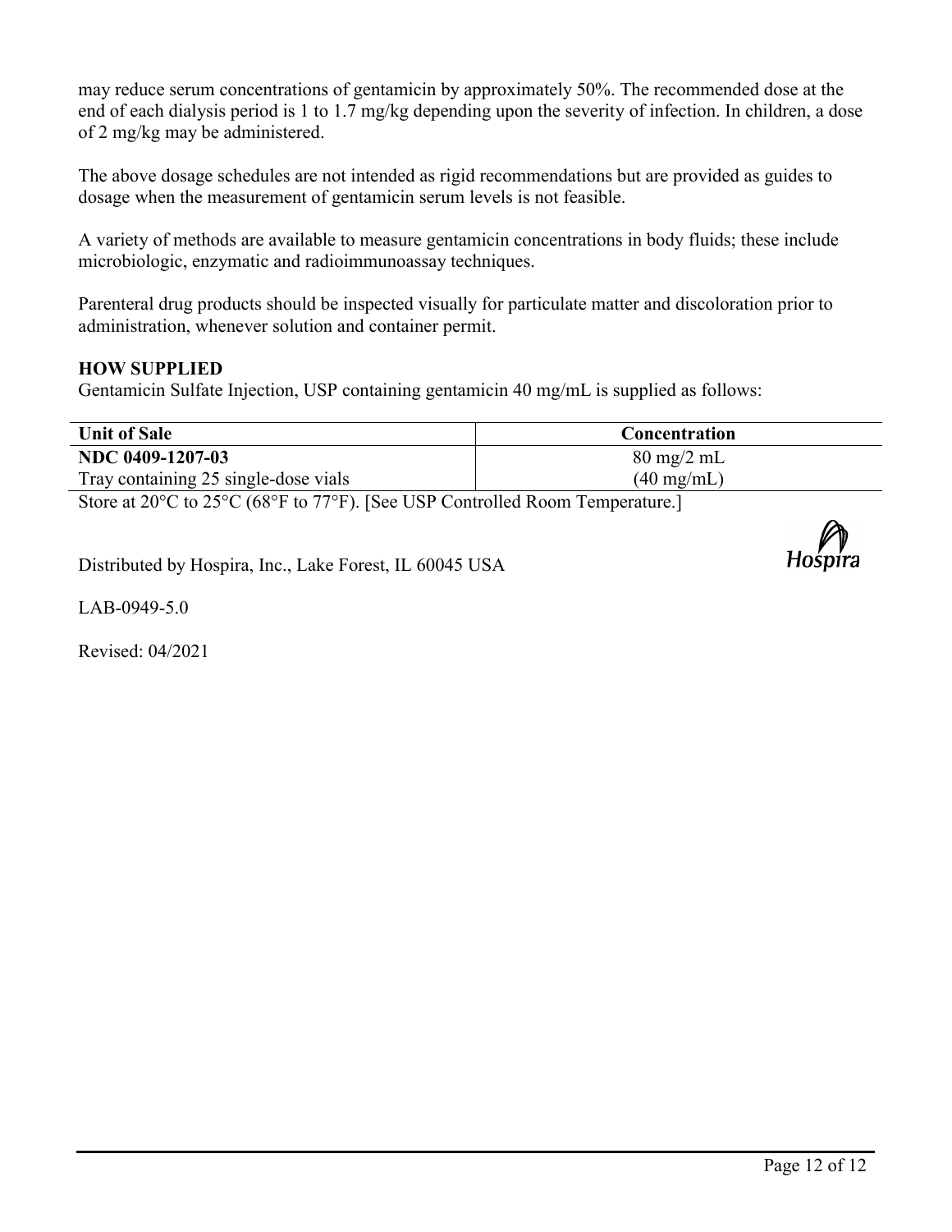may reduce serum concentrations of gentamicin by approximately 50%. The recommended dose at the end of each dialysis period is 1 to 1.7 mg/kg depending upon the severity of infection. In children, a dose of 2 mg/kg may be administered.

The above dosage schedules are not intended as rigid recommendations but are provided as guides to dosage when the measurement of gentamicin serum levels is not feasible.

A variety of methods are available to measure gentamicin concentrations in body fluids; these include microbiologic, enzymatic and radioimmunoassay techniques.

Parenteral drug products should be inspected visually for particulate matter and discoloration prior to administration, whenever solution and container permit.

**HOW SUPPLIED**

Gentamicin Sulfate Injection, USP containing gentamicin 40 mg/mL is supplied as follows:

| Unit of Sale | Concentration |
|---|---|
| **NDC 0409-1207-03**<br>Tray containing 25 single-dose vials | 80 mg/2 mL<br>(40 mg/mL) |

Store at 20°C to 25°C (68°F to 77°F). [See USP Controlled Room Temperature.]

Distributed by Hospira, Inc., Lake Forest, IL 60045 USA

Hospira

LAB-0949-5.0

Revised: 04/2021